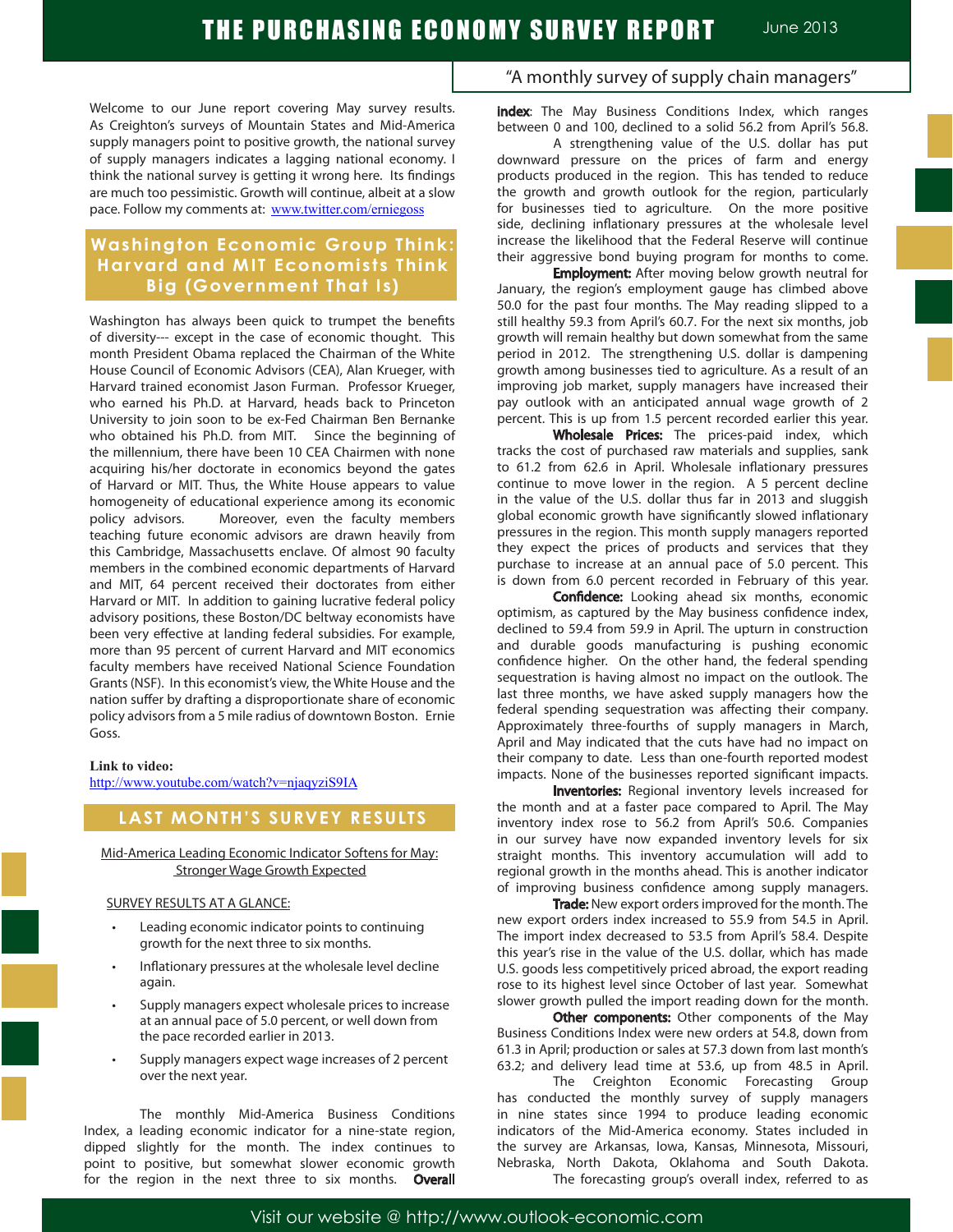# THE PURCHASING ECONOMY SURVEY REPORT

June 2013

"A monthly survey of supply chain managers"

Welcome to our June report covering May survey results. As Creighton's surveys of Mountain States and Mid-America supply managers point to positive growth, the national survey of supply managers indicates a lagging national economy. I think the national survey is getting it wrong here. Its findings are much too pessimistic. Growth will continue, albeit at a slow pace. Follow my comments at: www.twitter.com/erniegoss

## Washington Economic Group Think: Harvard and MIT Economists Think Big (Government That Is)

Washington has always been quick to trumpet the benefits of diversity--- except in the case of economic thought. This month President Obama replaced the Chairman of the White House Council of Economic Advisors (CEA), Alan Krueger, with Harvard trained economist Jason Furman. Professor Krueger, who earned his Ph.D. at Harvard, heads back to Princeton University to join soon to be ex-Fed Chairman Ben Bernanke who obtained his Ph.D. from MIT. Since the beginning of the millennium, there have been 10 CEA Chairmen with none acquiring his/her doctorate in economics beyond the gates of Harvard or MIT. Thus, the White House appears to value homogeneity of educational experience among its economic policy advisors. Moreover, even the faculty members teaching future economic advisors are drawn heavily from this Cambridge, Massachusetts enclave. Of almost 90 faculty members in the combined economic departments of Harvard and MIT, 64 percent received their doctorates from either Harvard or MIT. In addition to gaining lucrative federal policy advisory positions, these Boston/DC beltway economists have been very effective at landing federal subsidies. For example, more than 95 percent of current Harvard and MIT economics faculty members have received National Science Foundation Grants (NSF). In this economist's view, the White House and the nation suffer by drafting a disproportionate share of economic policy advisors from a 5 mile radius of downtown Boston. Ernie Goss.

**Link to video:**
http://www.youtube.com/watch?v=njaqyziS9IA

## LAST MONTH'S SURVEY RESULTS

Mid-America Leading Economic Indicator Softens for May: Stronger Wage Growth Expected

SURVEY RESULTS AT A GLANCE:

- Leading economic indicator points to continuing growth for the next three to six months.
- Inflationary pressures at the wholesale level decline again.
- Supply managers expect wholesale prices to increase at an annual pace of 5.0 percent, or well down from the pace recorded earlier in 2013.
- Supply managers expect wage increases of 2 percent over the next year.

The monthly Mid-America Business Conditions Index, a leading economic indicator for a nine-state region, dipped slightly for the month. The index continues to point to positive, but somewhat slower economic growth for the region in the next three to six months. **Overall index**: The May Business Conditions Index, which ranges between 0 and 100, declined to a solid 56.2 from April's 56.8.

A strengthening value of the U.S. dollar has put downward pressure on the prices of farm and energy products produced in the region. This has tended to reduce the growth and growth outlook for the region, particularly for businesses tied to agriculture. On the more positive side, declining inflationary pressures at the wholesale level increase the likelihood that the Federal Reserve will continue their aggressive bond buying program for months to come.

**Employment:** After moving below growth neutral for January, the region's employment gauge has climbed above 50.0 for the past four months. The May reading slipped to a still healthy 59.3 from April's 60.7. For the next six months, job growth will remain healthy but down somewhat from the same period in 2012. The strengthening U.S. dollar is dampening growth among businesses tied to agriculture. As a result of an improving job market, supply managers have increased their pay outlook with an anticipated annual wage growth of 2 percent. This is up from 1.5 percent recorded earlier this year.

**Wholesale Prices:** The prices-paid index, which tracks the cost of purchased raw materials and supplies, sank to 61.2 from 62.6 in April. Wholesale inflationary pressures continue to move lower in the region. A 5 percent decline in the value of the U.S. dollar thus far in 2013 and sluggish global economic growth have significantly slowed inflationary pressures in the region. This month supply managers reported they expect the prices of products and services that they purchase to increase at an annual pace of 5.0 percent. This is down from 6.0 percent recorded in February of this year.

**Confidence:** Looking ahead six months, economic optimism, as captured by the May business confidence index, declined to 59.4 from 59.9 in April. The upturn in construction and durable goods manufacturing is pushing economic confidence higher. On the other hand, the federal spending sequestration is having almost no impact on the outlook. The last three months, we have asked supply managers how the federal spending sequestration was affecting their company. Approximately three-fourths of supply managers in March, April and May indicated that the cuts have had no impact on their company to date. Less than one-fourth reported modest impacts. None of the businesses reported significant impacts.

**Inventories:** Regional inventory levels increased for the month and at a faster pace compared to April. The May inventory index rose to 56.2 from April's 50.6. Companies in our survey have now expanded inventory levels for six straight months. This inventory accumulation will add to regional growth in the months ahead. This is another indicator of improving business confidence among supply managers.

**Trade:** New export orders improved for the month. The new export orders index increased to 55.9 from 54.5 in April. The import index decreased to 53.5 from April's 58.4. Despite this year's rise in the value of the U.S. dollar, which has made U.S. goods less competitively priced abroad, the export reading rose to its highest level since October of last year. Somewhat slower growth pulled the import reading down for the month.

**Other components:** Other components of the May Business Conditions Index were new orders at 54.8, down from 61.3 in April; production or sales at 57.3 down from last month's 63.2; and delivery lead time at 53.6, up from 48.5 in April.

The Creighton Economic Forecasting Group has conducted the monthly survey of supply managers in nine states since 1994 to produce leading economic indicators of the Mid-America economy. States included in the survey are Arkansas, Iowa, Kansas, Minnesota, Missouri, Nebraska, North Dakota, Oklahoma and South Dakota.

The forecasting group's overall index, referred to as

Visit our website @ http://www.outlook-economic.com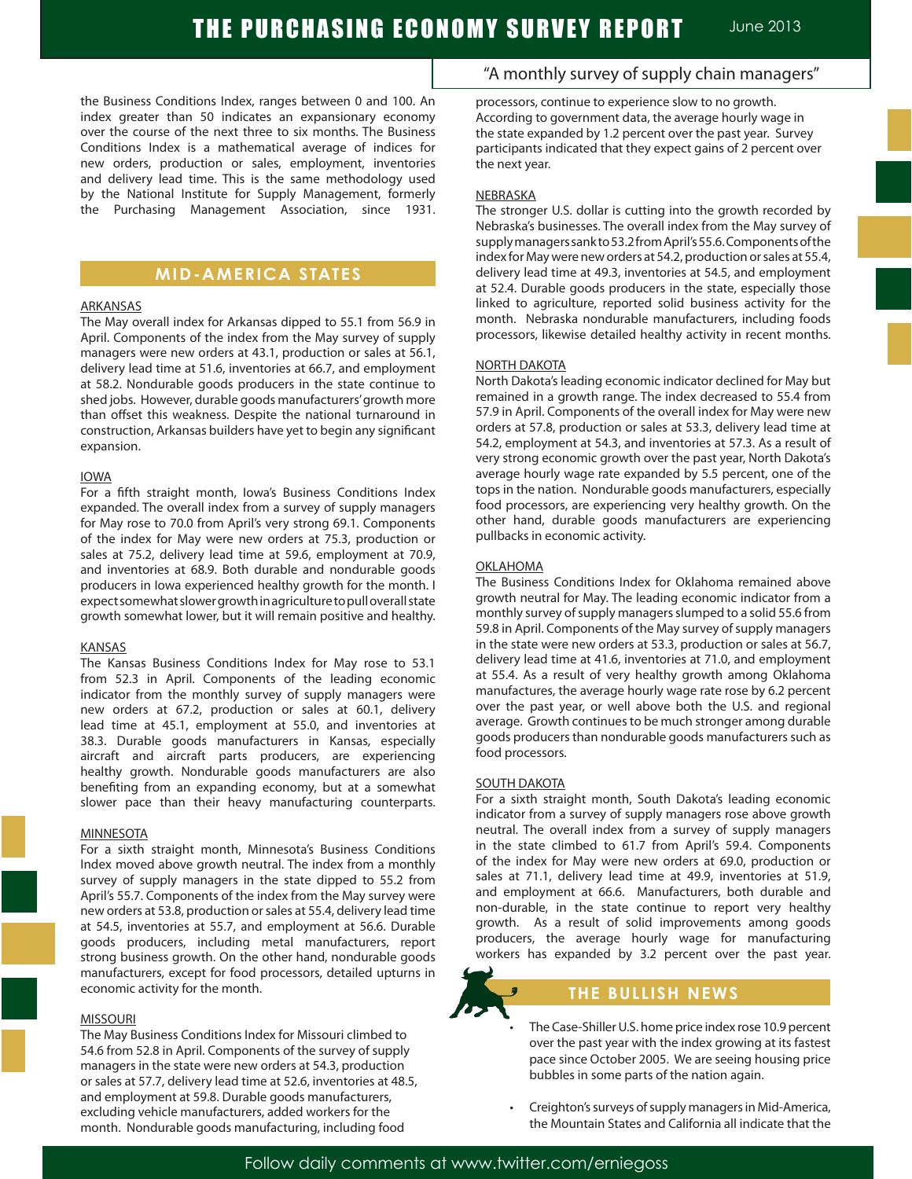the Business Conditions Index, ranges between 0 and 100. An index greater than 50 indicates an expansionary economy over the course of the next three to six months. The Business Conditions Index is a mathematical average of indices for new orders, production or sales, employment, inventories and delivery lead time. This is the same methodology used by the National Institute for Supply Management, formerly the Purchasing Management Association, since 1931.

## MID-AMERICA STATES

ARKANSAS

The May overall index for Arkansas dipped to 55.1 from 56.9 in April. Components of the index from the May survey of supply managers were new orders at 43.1, production or sales at 56.1, delivery lead time at 51.6, inventories at 66.7, and employment at 58.2. Nondurable goods producers in the state continue to shed jobs. However, durable goods manufacturers' growth more than offset this weakness. Despite the national turnaround in construction, Arkansas builders have yet to begin any significant expansion.

IOWA

For a fifth straight month, Iowa's Business Conditions Index expanded. The overall index from a survey of supply managers for May rose to 70.0 from April's very strong 69.1. Components of the index for May were new orders at 75.3, production or sales at 75.2, delivery lead time at 59.6, employment at 70.9, and inventories at 68.9. Both durable and nondurable goods producers in Iowa experienced healthy growth for the month. I expect somewhat slower growth in agriculture to pull overall state growth somewhat lower, but it will remain positive and healthy.

KANSAS

The Kansas Business Conditions Index for May rose to 53.1 from 52.3 in April. Components of the leading economic indicator from the monthly survey of supply managers were new orders at 67.2, production or sales at 60.1, delivery lead time at 45.1, employment at 55.0, and inventories at 38.3. Durable goods manufacturers in Kansas, especially aircraft and aircraft parts producers, are experiencing healthy growth. Nondurable goods manufacturers are also benefiting from an expanding economy, but at a somewhat slower pace than their heavy manufacturing counterparts.

MINNESOTA

For a sixth straight month, Minnesota's Business Conditions Index moved above growth neutral. The index from a monthly survey of supply managers in the state dipped to 55.2 from April's 55.7. Components of the index from the May survey were new orders at 53.8, production or sales at 55.4, delivery lead time at 54.5, inventories at 55.7, and employment at 56.6. Durable goods producers, including metal manufacturers, report strong business growth. On the other hand, nondurable goods manufacturers, except for food processors, detailed upturns in economic activity for the month.

MISSOURI

The May Business Conditions Index for Missouri climbed to 54.6 from 52.8 in April. Components of the survey of supply managers in the state were new orders at 54.3, production or sales at 57.7, delivery lead time at 52.6, inventories at 48.5, and employment at 59.8. Durable goods manufacturers, excluding vehicle manufacturers, added workers for the month. Nondurable goods manufacturing, including food processors, continue to experience slow to no growth. According to government data, the average hourly wage in the state expanded by 1.2 percent over the past year. Survey participants indicated that they expect gains of 2 percent over the next year.

NEBRASKA

The stronger U.S. dollar is cutting into the growth recorded by Nebraska's businesses. The overall index from the May survey of supply managers sank to 53.2 from April's 55.6. Components of the index for May were new orders at 54.2, production or sales at 55.4, delivery lead time at 49.3, inventories at 54.5, and employment at 52.4. Durable goods producers in the state, especially those linked to agriculture, reported solid business activity for the month. Nebraska nondurable manufacturers, including foods processors, likewise detailed healthy activity in recent months.

NORTH DAKOTA

North Dakota's leading economic indicator declined for May but remained in a growth range. The index decreased to 55.4 from 57.9 in April. Components of the overall index for May were new orders at 57.8, production or sales at 53.3, delivery lead time at 54.2, employment at 54.3, and inventories at 57.3. As a result of very strong economic growth over the past year, North Dakota's average hourly wage rate expanded by 5.5 percent, one of the tops in the nation. Nondurable goods manufacturers, especially food processors, are experiencing very healthy growth. On the other hand, durable goods manufacturers are experiencing pullbacks in economic activity.

OKLAHOMA

The Business Conditions Index for Oklahoma remained above growth neutral for May. The leading economic indicator from a monthly survey of supply managers slumped to a solid 55.6 from 59.8 in April. Components of the May survey of supply managers in the state were new orders at 53.3, production or sales at 56.7, delivery lead time at 41.6, inventories at 71.0, and employment at 55.4. As a result of very healthy growth among Oklahoma manufactures, the average hourly wage rate rose by 6.2 percent over the past year, or well above both the U.S. and regional average. Growth continues to be much stronger among durable goods producers than nondurable goods manufacturers such as food processors.

SOUTH DAKOTA

For a sixth straight month, South Dakota's leading economic indicator from a survey of supply managers rose above growth neutral. The overall index from a survey of supply managers in the state climbed to 61.7 from April's 59.4. Components of the index for May were new orders at 69.0, production or sales at 71.1, delivery lead time at 49.9, inventories at 51.9, and employment at 66.6. Manufacturers, both durable and non-durable, in the state continue to report very healthy growth. As a result of solid improvements among goods producers, the average hourly wage for manufacturing workers has expanded by 3.2 percent over the past year.

## THE BULLISH NEWS

- The Case-Shiller U.S. home price index rose 10.9 percent over the past year with the index growing at its fastest pace since October 2005. We are seeing housing price bubbles in some parts of the nation again.
- Creighton's surveys of supply managers in Mid-America, the Mountain States and California all indicate that the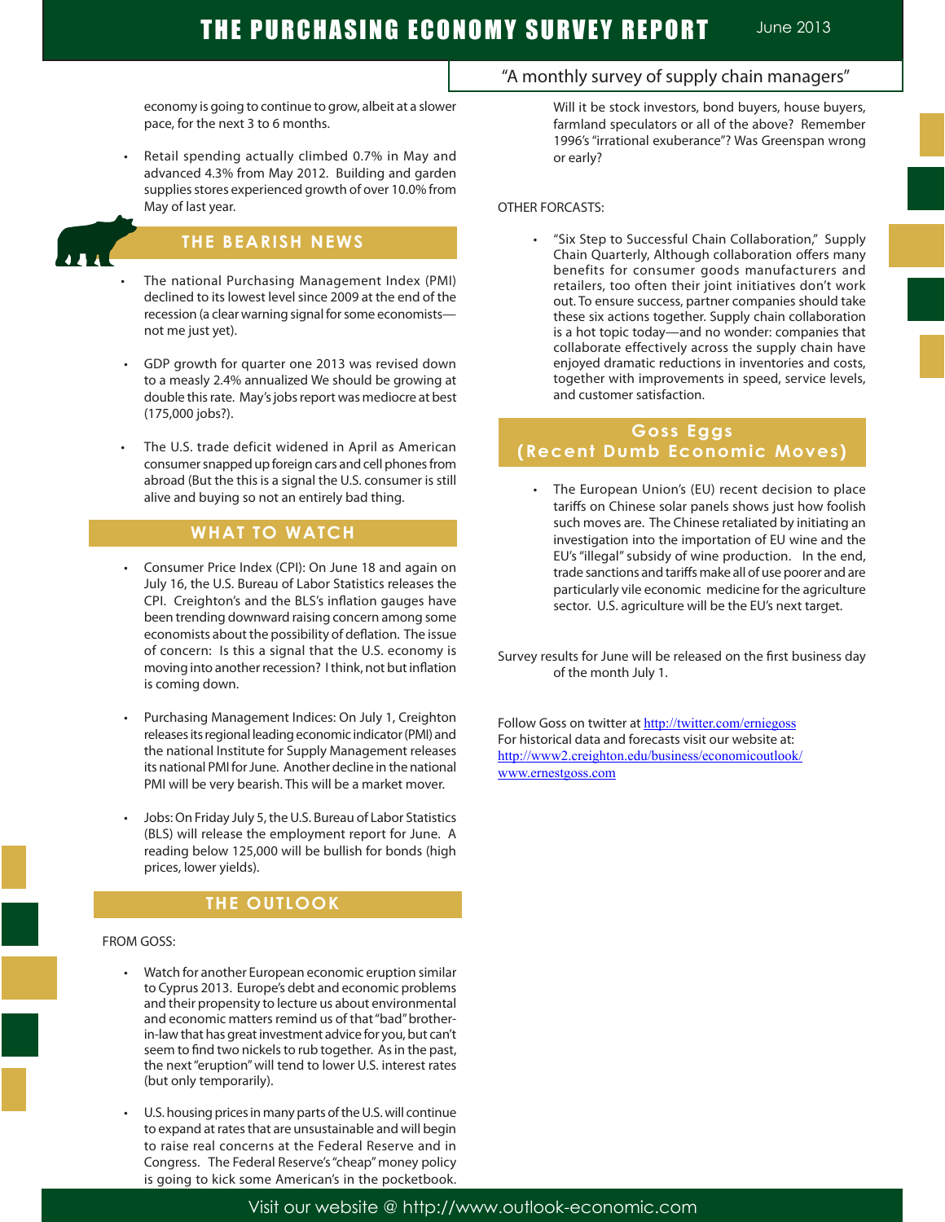economy is going to continue to grow, albeit at a slower pace, for the next 3 to 6 months.

- Retail spending actually climbed 0.7% in May and advanced 4.3% from May 2012. Building and garden supplies stores experienced growth of over 10.0% from May of last year.

## THE BEARISH NEWS

- The national Purchasing Management Index (PMI) declined to its lowest level since 2009 at the end of the recession (a clear warning signal for some economists—not me just yet).

- GDP growth for quarter one 2013 was revised down to a measly 2.4% annualized We should be growing at double this rate. May's jobs report was mediocre at best (175,000 jobs?).

- The U.S. trade deficit widened in April as American consumer snapped up foreign cars and cell phones from abroad (But the this is a signal the U.S. consumer is still alive and buying so not an entirely bad thing.

## WHAT TO WATCH

- Consumer Price Index (CPI): On June 18 and again on July 16, the U.S. Bureau of Labor Statistics releases the CPI. Creighton's and the BLS's inflation gauges have been trending downward raising concern among some economists about the possibility of deflation. The issue of concern: Is this a signal that the U.S. economy is moving into another recession? I think, not but inflation is coming down.

- Purchasing Management Indices: On July 1, Creighton releases its regional leading economic indicator (PMI) and the national Institute for Supply Management releases its national PMI for June. Another decline in the national PMI will be very bearish. This will be a market mover.

- Jobs: On Friday July 5, the U.S. Bureau of Labor Statistics (BLS) will release the employment report for June. A reading below 125,000 will be bullish for bonds (high prices, lower yields).

## THE OUTLOOK

FROM GOSS:

- Watch for another European economic eruption similar to Cyprus 2013. Europe's debt and economic problems and their propensity to lecture us about environmental and economic matters remind us of that "bad" brother-in-law that has great investment advice for you, but can't seem to find two nickels to rub together. As in the past, the next "eruption" will tend to lower U.S. interest rates (but only temporarily).

- U.S. housing prices in many parts of the U.S. will continue to expand at rates that are unsustainable and will begin to raise real concerns at the Federal Reserve and in Congress. The Federal Reserve's "cheap" money policy is going to kick some American's in the pocketbook. Will it be stock investors, bond buyers, house buyers, farmland speculators or all of the above? Remember 1996's "irrational exuberance"? Was Greenspan wrong or early?

OTHER FORCASTS:

- "Six Step to Successful Chain Collaboration," Supply Chain Quarterly, Although collaboration offers many benefits for consumer goods manufacturers and retailers, too often their joint initiatives don't work out. To ensure success, partner companies should take these six actions together. Supply chain collaboration is a hot topic today—and no wonder: companies that collaborate effectively across the supply chain have enjoyed dramatic reductions in inventories and costs, together with improvements in speed, service levels, and customer satisfaction.

## Goss Eggs (Recent Dumb Economic Moves)

- The European Union's (EU) recent decision to place tariffs on Chinese solar panels shows just how foolish such moves are. The Chinese retaliated by initiating an investigation into the importation of EU wine and the EU's "illegal" subsidy of wine production. In the end, trade sanctions and tariffs make all of use poorer and are particularly vile economic medicine for the agriculture sector. U.S. agriculture will be the EU's next target.

Survey results for June will be released on the first business day of the month July 1.

Follow Goss on twitter at http://twitter.com/erniegoss
For historical data and forecasts visit our website at:
http://www2.creighton.edu/business/economicoutlook/
www.ernestgoss.com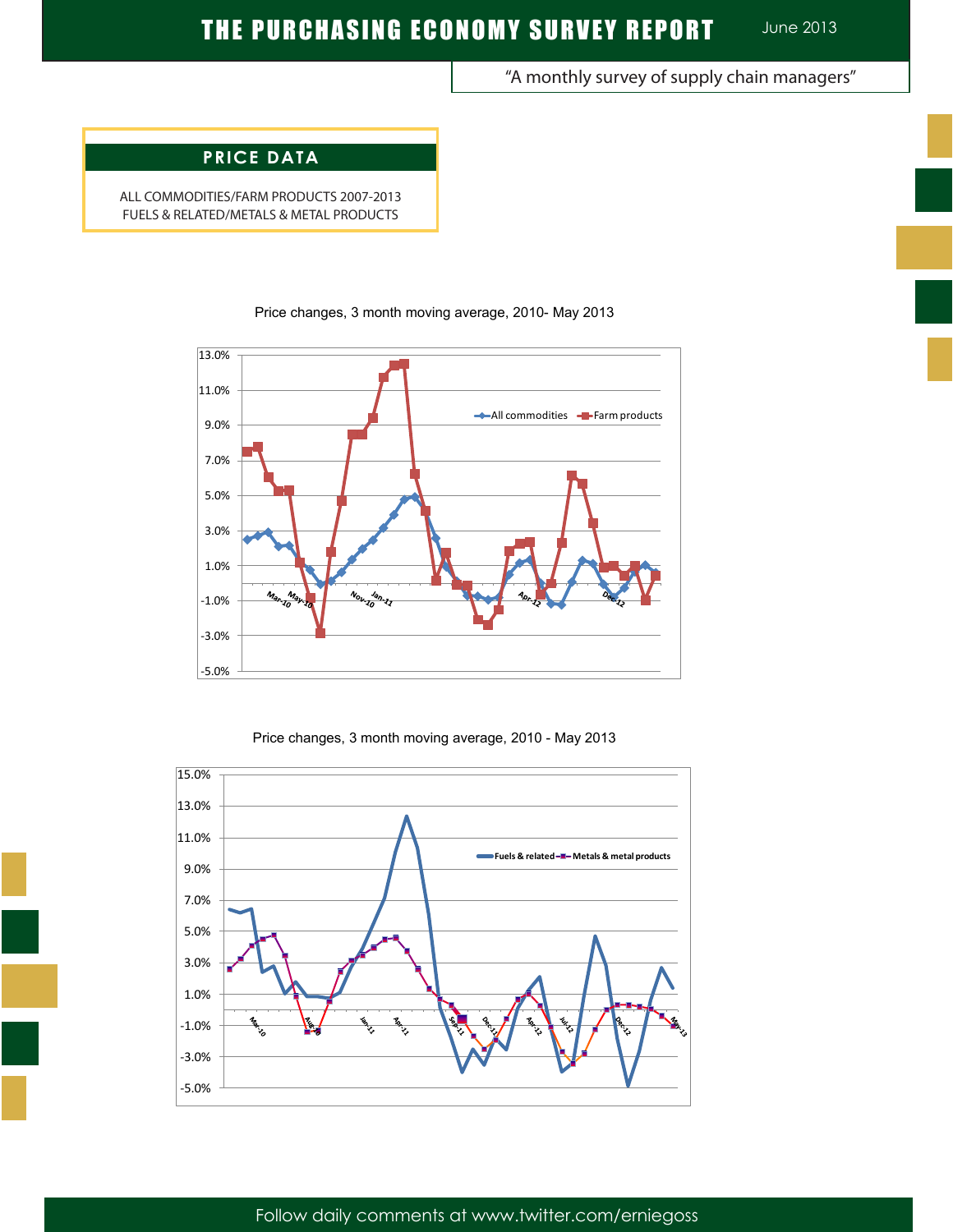# THE PURCHASING ECONOMY SURVEY REPORT

June 2013

"A monthly survey of supply chain managers"

## PRICE DATA

ALL COMMODITIES/FARM PRODUCTS 2007-2013
FUELS & RELATED/METALS & METAL PRODUCTS

Price changes, 3 month moving average, 2010- May 2013

13.0%
11.0%
9.0%
7.0%
5.0%
3.0%
1.0%
-1.0%
-3.0%
-5.0%

Mar-10
May-10
Nov-10
Jan-11
Apr-12
Dec-12

All commodities
Farm products

Price changes, 3 month moving average, 2010 - May 2013

15.0%
13.0%
11.0%
9.0%
7.0%
5.0%
3.0%
1.0%
-1.0%
-3.0%
-5.0%

Mar-10
Aug-10
Jan-11
Apr-11
Sep-11
Dec-11
Apr-12
Jul-12
Dec-12
May-13

Fuels & related
Metals & metal products

Follow daily comments at www.twitter.com/erniegoss